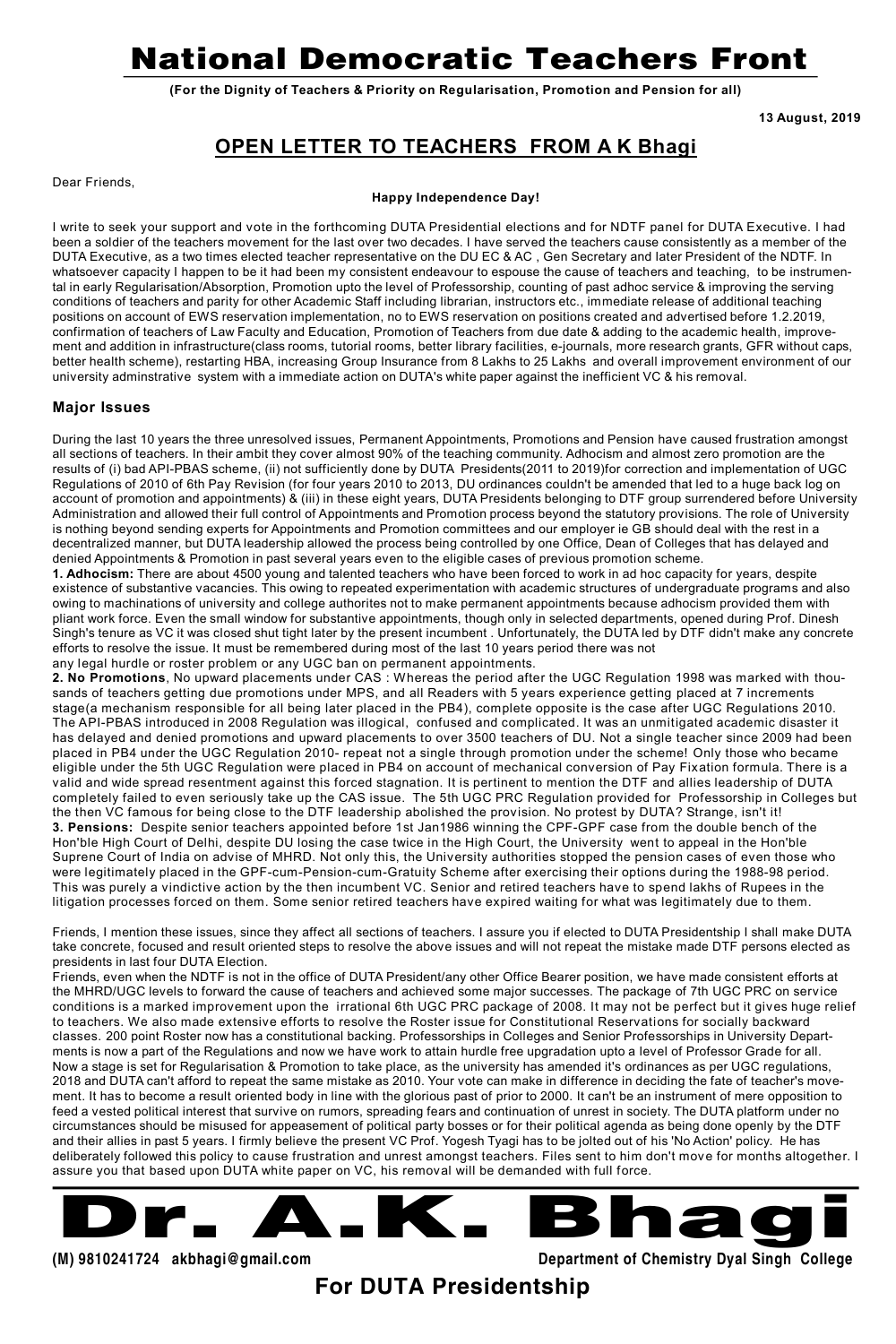# National Democratic Teachers Front

**(For the Dignity of Teachers & Priority on Regularisation, Promotion and Pension for all)**

**13 August, 2019**

## OPEN LETTER TO TEACHERS FROM A K Bhagi

Dear Friends,

**Happy Independence Day!**

I write to seek your support and vote in the forthcoming DUTA Presidential elections and for NDTF panel for DUTA Executive. I had been a soldier of the teachers movement for the last over two decades. I have served the teachers cause consistently as a member of the DUTA Executive, as a two times elected teacher representative on the DU EC & AC , Gen Secretary and later President of the NDTF. In whatsoever capacity I happen to be it had been my consistent endeavour to espouse the cause of teachers and teaching, to be instrumental in early Regularisation/Absorption, Promotion upto the level of Professorship, counting of past adhoc service & improving the serving conditions of teachers and parity for other Academic Staff including librarian, instructors etc., immediate release of additional teaching positions on account of EWS reservation implementation, no to EWS reservation on positions created and advertised before 1.2.2019, confirmation of teachers of Law Faculty and Education, Promotion of Teachers from due date & adding to the academic health, improvement and addition in infrastructure(class rooms, tutorial rooms, better library facilities, e-journals, more research grants, GFR without caps, better health scheme), restarting HBA, increasing Group Insurance from 8 Lakhs to 25 Lakhs and overall improvement environment of our university adminstrative system with a immediate action on DUTA's white paper against the inefficient VC & his removal.

### Major Issues

During the last 10 years the three unresolved issues, Permanent Appointments, Promotions and Pension have caused frustration amongst all sections of teachers. In their ambit they cover almost 90% of the teaching community. Adhocism and almost zero promotion are the results of (i) bad API-PBAS scheme, (ii) not sufficiently done by DUTA Presidents(2011 to 2019)for correction and implementation of UGC Regulations of 2010 of 6th Pay Revision (for four years 2010 to 2013, DU ordinances couldn't be amended that led to a huge back log on account of promotion and appointments) & (iii) in these eight years, DUTA Presidents belonging to DTF group surrendered before University Administration and allowed their full control of Appointments and Promotion process beyond the statutory provisions. The role of University is nothing beyond sending experts for Appointments and Promotion committees and our employer ie GB should deal with the rest in a decentralized manner, but DUTA leadership allowed the process being controlled by one Office, Dean of Colleges that has delayed and denied Appointments & Promotion in past several years even to the eligible cases of previous promotion scheme.

**1. Adhocism:** There are about 4500 young and talented teachers who have been forced to work in ad hoc capacity for years, despite existence of substantive vacancies. This owing to repeated experimentation with academic structures of undergraduate programs and also owing to machinations of university and college authorites not to make permanent appointments because adhocism provided them with pliant work force. Even the small window for substantive appointments, though only in selected departments, opened during Prof. Dinesh Singh's tenure as VC it was closed shut tight later by the present incumbent . Unfortunately, the DUTA led by DTF didn't make any concrete efforts to resolve the issue. It must be remembered during most of the last 10 years period there was not any legal hurdle or roster problem or any UGC ban on permanent appointments.

**2. No Promotions**, No upward placements under CAS : Whereas the period after the UGC Regulation 1998 was marked with thousands of teachers getting due promotions under MPS, and all Readers with 5 years experience getting placed at 7 increments stage(a mechanism responsible for all being later placed in the PB4), complete opposite is the case after UGC Regulations 2010. The API-PBAS introduced in 2008 Regulation was illogical, confused and complicated. It was an unmitigated academic disaster it has delayed and denied promotions and upward placements to over 3500 teachers of DU. Not a single teacher since 2009 had been placed in PB4 under the UGC Regulation 2010- repeat not a single through promotion under the scheme! Only those who became eligible under the 5th UGC Regulation were placed in PB4 on account of mechanical conversion of Pay Fixation formula. There is a valid and wide spread resentment against this forced stagnation. It is pertinent to mention the DTF and allies leadership of DUTA completely failed to even seriously take up the CAS issue. The 5th UGC PRC Regulation provided for Professorship in Colleges but the then VC famous for being close to the DTF leadership abolished the provision. No protest by DUTA? Strange, isn't it!

**3. Pensions:** Despite senior teachers appointed before 1st Jan1986 winning the CPF-GPF case from the double bench of the Hon'ble High Court of Delhi, despite DU losing the case twice in the High Court, the University went to appeal in the Hon'ble Suprene Court of India on advise of MHRD. Not only this, the University authorities stopped the pension cases of even those who were legitimately placed in the GPF-cum-Pension-cum-Gratuity Scheme after exercising their options during the 1988-98 period. This was purely a vindictive action by the then incumbent VC. Senior and retired teachers have to spend lakhs of Rupees in the litigation processes forced on them. Some senior retired teachers have expired waiting for what was legitimately due to them.

Friends, I mention these issues, since they affect all sections of teachers. I assure you if elected to DUTA Presidentship I shall make DUTA take concrete, focused and result oriented steps to resolve the above issues and will not repeat the mistake made DTF persons elected as presidents in last four DUTA Election.

Friends, even when the NDTF is not in the office of DUTA President/any other Office Bearer position, we have made consistent efforts at the MHRD/UGC levels to forward the cause of teachers and achieved some major successes. The package of 7th UGC PRC on service conditions is a marked improvement upon the irrational 6th UGC PRC package of 2008. It may not be perfect but it gives huge relief to teachers. We also made extensive efforts to resolve the Roster issue for Constitutional Reservations for socially backward classes. 200 point Roster now has a constitutional backing. Professorships in Colleges and Senior Professorships in University Departments is now a part of the Regulations and now we have work to attain hurdle free upgradation upto a level of Professor Grade for all. Now a stage is set for Regularisation & Promotion to take place, as the university has amended it's ordinances as per UGC regulations, 2018 and DUTA can't afford to repeat the same mistake as 2010. Your vote can make in difference in deciding the fate of teacher's movement. It has to become a result oriented body in line with the glorious past of prior to 2000. It can't be an instrument of mere opposition to feed a vested political interest that survive on rumors, spreading fears and continuation of unrest in society. The DUTA platform under no circumstances should be misused for appeasement of political party bosses or for their political agenda as being done openly by the DTF and their allies in past 5 years. I firmly believe the present VC Prof. Yogesh Tyagi has to be jolted out of his 'No Action' policy. He has deliberately followed this policy to cause frustration and unrest amongst teachers. Files sent to him don't move for months altogether. I assure you that based upon DUTA white paper on VC, his removal will be demanded with full force.

# Dr. A.K. Bhagi

**(M) 9810241724 akbhagi@gmail.com** **Department of Chemistry Dyal Singh College**

**For DUTA Presidentship**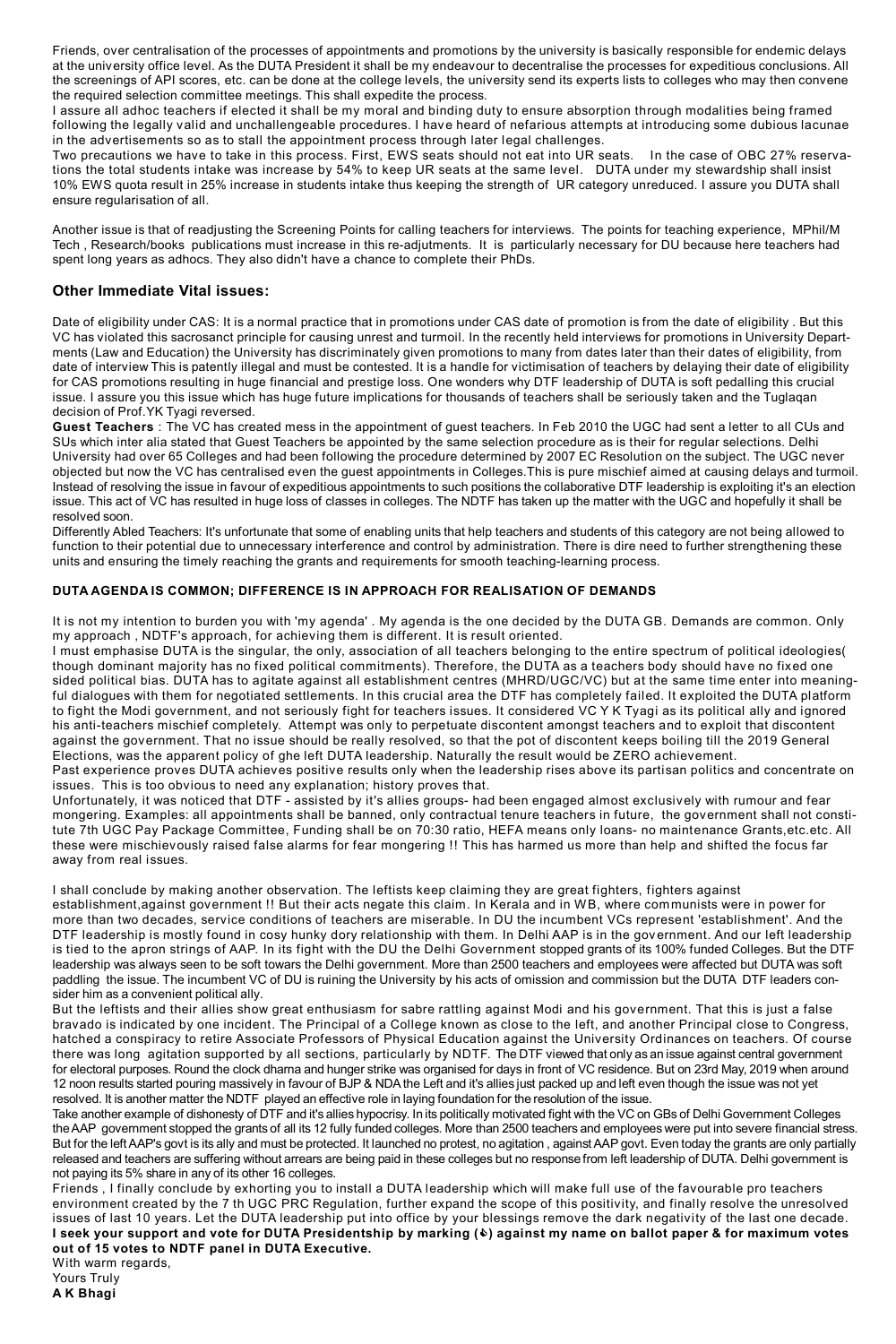Friends, over centralisation of the processes of appointments and promotions by the university is basically responsible for endemic delays at the university office level. As the DUTA President it shall be my endeavour to decentralise the processes for expeditious conclusions. All the screenings of API scores, etc. can be done at the college levels, the university send its experts lists to colleges who may then convene the required selection committee meetings. This shall expedite the process.

I assure all adhoc teachers if elected it shall be my moral and binding duty to ensure absorption through modalities being framed following the legally valid and unchallengeable procedures. I have heard of nefarious attempts at introducing some dubious lacunae in the advertisements so as to stall the appointment process through later legal challenges.

Two precautions we have to take in this process. First, EWS seats should not eat into UR seats. In the case of OBC 27% reservations the total students intake was increase by 54% to keep UR seats at the same level. DUTA under my stewardship shall insist 10% EWS quota result in 25% increase in students intake thus keeping the strength of UR category unreduced. I assure you DUTA shall ensure regularisation of all.

Another issue is that of readjusting the Screening Points for calling teachers for interviews. The points for teaching experience, MPhil/M Tech , Research/books publications must increase in this re-adjutments. It is particularly necessary for DU because here teachers had spent long years as adhocs. They also didn't have a chance to complete their PhDs.

## Other Immediate Vital issues:

Date of eligibility under CAS: It is a normal practice that in promotions under CAS date of promotion is from the date of eligibility . But this VC has violated this sacrosanct principle for causing unrest and turmoil. In the recently held interviews for promotions in University Departments (Law and Education) the University has discriminatively given promotions to many from dates later than their dates of eligibility, from date of interview This is patently illegal and must be contested. It is a handle for victimisation of teachers by delaying their date of eligibility for CAS promotions resulting in huge financial and prestige loss. One wonders why DTF leadership of DUTA is soft pedalling this crucial issue. I assure you this issue which has huge future implications for thousands of teachers shall be seriously taken and the Tuglaqan decision of Prof.YK Tyagi reversed.

**Guest Teachers** : The VC has created mess in the appointment of guest teachers. In Feb 2010 the UGC had sent a letter to all CUs and SUs which inter alia stated that Guest Teachers be appointed by the same selection procedure as is their for regular selections. Delhi University had over 65 Colleges and had been following the procedure determined by 2007 EC Resolution on the subject. The UGC never objected but now the VC has centralised even the guest appointments in Colleges.This is pure mischief aimed at causing delays and turmoil. Instead of resolving the issue in favour of expeditious appointments to such positions the collaborative DTF leadership is exploiting it's an election issue. This act of VC has resulted in huge loss of classes in colleges. The NDTF has taken up the matter with the UGC and hopefully it shall be resolved soon.

Differently Abled Teachers: It's unfortunate that some of enabling units that help teachers and students of this category are not being allowed to function to their potential due to unnecessary interference and control by administration. There is dire need to further strengthening these units and ensuring the timely reaching the grants and requirements for smooth teaching-learning process.

#### DUTA AGENDA IS COMMON; DIFFERENCE IS IN APPROACH FOR REALISATION OF DEMANDS

It is not my intention to burden you with 'my agenda' . My agenda is the one decided by the DUTA GB. Demands are common. Only my approach , NDTF's approach, for achieving them is different. It is result oriented.

I must emphasise DUTA is the singular, the only, association of all teachers belonging to the entire spectrum of political ideologies( though dominant majority has no fixed political commitments). Therefore, the DUTA as a teachers body should have no fixed one sided political bias. DUTA has to agitate against all establishment centres (MHRD/UGC/VC) but at the same time enter into meaningful dialogues with them for negotiated settlements. In this crucial area the DTF has completely failed. It exploited the DUTA platform to fight the Modi government, and not seriously fight for teachers issues. It considered VC Y K Tyagi as its political ally and ignored his anti-teachers mischief completely. Attempt was only to perpetuate discontent amongst teachers and to exploit that discontent against the government. That no issue should be really resolved, so that the pot of discontent keeps boiling till the 2019 General Elections, was the apparent policy of ghe left DUTA leadership. Naturally the result would be ZERO achievement.

Past experience proves DUTA achieves positive results only when the leadership rises above its partisan politics and concentrate on issues. This is too obvious to need any explanation; history proves that.

Unfortunately, it was noticed that DTF - assisted by it's allies groups- had been engaged almost exclusively with rumour and fear mongering. Examples: all appointments shall be banned, only contractual tenure teachers in future, the government shall not constitute 7th UGC Pay Package Committee, Funding shall be on 70:30 ratio, HEFA means only loans- no maintenance Grants,etc.etc. All these were mischievously raised false alarms for fear mongering !! This has harmed us more than help and shifted the focus far away from real issues.

I shall conclude by making another observation. The leftists keep claiming they are great fighters, fighters against establishment,against government !! But their acts negate this claim. In Kerala and in WB, where communists were in power for more than two decades, service conditions of teachers are miserable. In DU the incumbent VCs represent 'establishment'. And the DTF leadership is mostly found in cosy hunky dory relationship with them. In Delhi AAP is in the government. And our left leadership is tied to the apron strings of AAP. In its fight with the DU the Delhi Government stopped grants of its 100% funded Colleges. But the DTF leadership was always seen to be soft towars the Delhi government. More than 2500 teachers and employees were affected but DUTA was soft paddling the issue. The incumbent VC of DU is ruining the University by his acts of omission and commission but the DUTA DTF leaders consider him as a convenient political ally.

But the leftists and their allies show great enthusiasm for sabre rattling against Modi and his government. That this is just a false bravado is indicated by one incident. The Principal of a College known as close to the left, and another Principal close to Congress, hatched a conspiracy to retire Associate Professors of Physical Education against the University Ordinances on teachers. Of course there was long agitation supported by all sections, particularly by NDTF. The DTF viewed that only as an issue against central government for electoral purposes. Round the clock dharna and hunger strike was organised for days in front of VC residence. But on 23rd May, 2019 when around 12 noon results started pouring massively in favour of BJP & NDA the Left and it's allies just packed up and left even though the issue was not yet resolved. It is another matter the NDTF played an effective role in laying foundation for the resolution of the issue.

Take another example of dishonesty of DTF and it's allies hypocrisy. In its politically motivated fight with the VC on GBs of Delhi Government Colleges the AAP government stopped the grants of all its 12 fully funded colleges. More than 2500 teachers and employees were put into severe financial stress. But for the left AAP's govt is its ally and must be protected. It launched no protest, no agitation , against AAP govt. Even today the grants are only partially released and teachers are suffering without arrears are being paid in these colleges but no response from left leadership of DUTA. Delhi government is not paying its 5% share in any of its other 16 colleges.

Friends , I finally conclude by exhorting you to install a DUTA leadership which will make full use of the favourable pro teachers environment created by the 7 th UGC PRC Regulation, further expand the scope of this positivity, and finally resolve the unresolved issues of last 10 years. Let the DUTA leadership put into office by your blessings remove the dark negativity of the last one decade.

**I seek your support and vote for DUTA Presidentship by marking (✎) against my name on ballot paper & for maximum votes out of 15 votes to NDTF panel in DUTA Executive.**

With warm regards,

Yours Truly

**A K Bhagi**